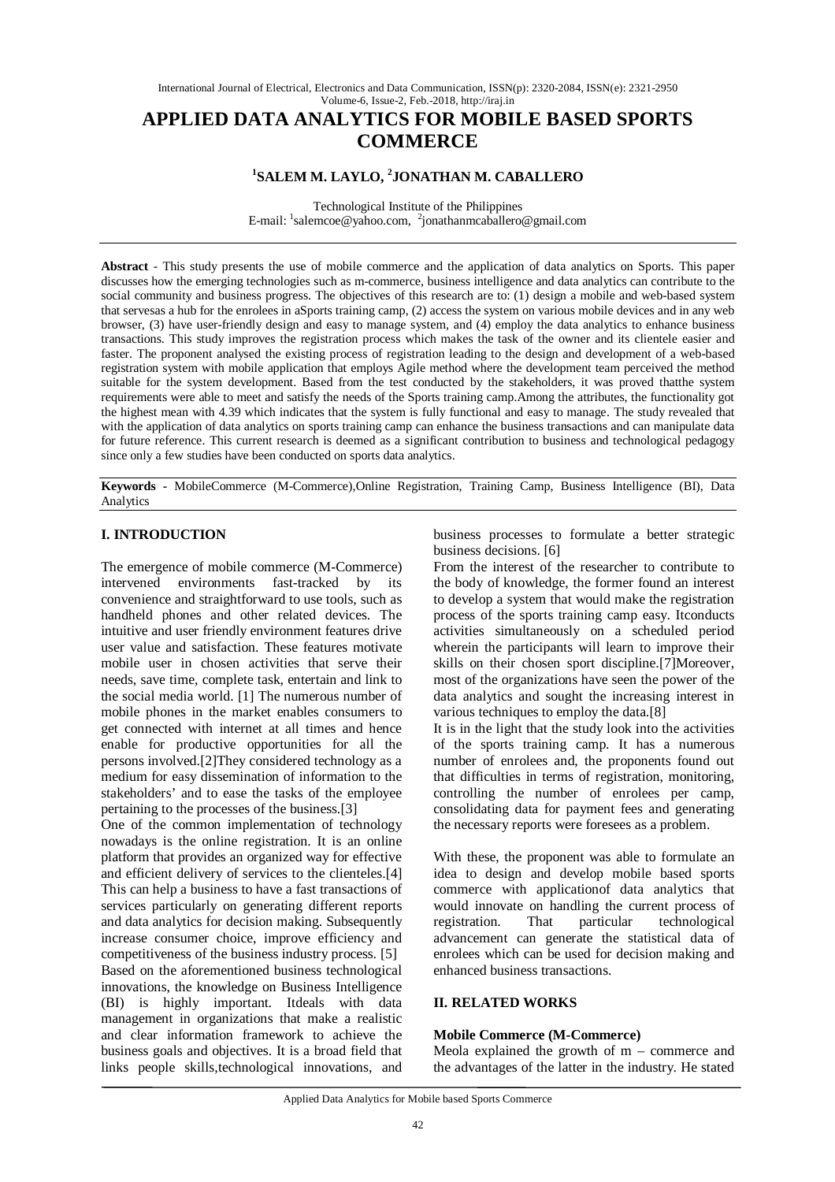# APPLIED DATA ANALYTICS FOR MOBILE BASED SPORTS COMMERCE

**[1]SALEM M. LAYLO, [2]JONATHAN M. CABALLERO**

Technological Institute of the Philippines
E-mail: [1]salemcoe@yahoo.com, [2]jonathanmcaballero@gmail.com

**Abstract** - This study presents the use of mobile commerce and the application of data analytics on Sports. This paper discusses how the emerging technologies such as m-commerce, business intelligence and data analytics can contribute to the social community and business progress. The objectives of this research are to: (1) design a mobile and web-based system that servesas a hub for the enrolees in aSports training camp, (2) access the system on various mobile devices and in any web browser, (3) have user-friendly design and easy to manage system, and (4) employ the data analytics to enhance business transactions. This study improves the registration process which makes the task of the owner and its clientele easier and faster. The proponent analysed the existing process of registration leading to the design and development of a web-based registration system with mobile application that employs Agile method where the development team perceived the method suitable for the system development. Based from the test conducted by the stakeholders, it was proved thatthe system requirements were able to meet and satisfy the needs of the Sports training camp.Among the attributes, the functionality got the highest mean with 4.39 which indicates that the system is fully functional and easy to manage. The study revealed that with the application of data analytics on sports training camp can enhance the business transactions and can manipulate data for future reference. This current research is deemed as a significant contribution to business and technological pedagogy since only a few studies have been conducted on sports data analytics.

**Keywords -** MobileCommerce (M-Commerce),Online Registration, Training Camp, Business Intelligence (BI), Data Analytics

## I. INTRODUCTION

The emergence of mobile commerce (M-Commerce) intervened environments fast-tracked by its convenience and straightforward to use tools, such as handheld phones and other related devices. The intuitive and user friendly environment features drive user value and satisfaction. These features motivate mobile user in chosen activities that serve their needs, save time, complete task, entertain and link to the social media world. [1] The numerous number of mobile phones in the market enables consumers to get connected with internet at all times and hence enable for productive opportunities for all the persons involved.[2]They considered technology as a medium for easy dissemination of information to the stakeholders' and to ease the tasks of the employee pertaining to the processes of the business.[3]

One of the common implementation of technology nowadays is the online registration. It is an online platform that provides an organized way for effective and efficient delivery of services to the clienteles.[4] This can help a business to have a fast transactions of services particularly on generating different reports and data analytics for decision making. Subsequently increase consumer choice, improve efficiency and competitiveness of the business industry process. [5]

Based on the aforementioned business technological innovations, the knowledge on Business Intelligence (BI) is highly important. Itdeals with data management in organizations that make a realistic and clear information framework to achieve the business goals and objectives. It is a broad field that links people skills,technological innovations, and business processes to formulate a better strategic business decisions. [6]

From the interest of the researcher to contribute to the body of knowledge, the former found an interest to develop a system that would make the registration process of the sports training camp easy. Itconducts activities simultaneously on a scheduled period wherein the participants will learn to improve their skills on their chosen sport discipline.[7]Moreover, most of the organizations have seen the power of the data analytics and sought the increasing interest in various techniques to employ the data.[8]

It is in the light that the study look into the activities of the sports training camp. It has a numerous number of enrolees and, the proponents found out that difficulties in terms of registration, monitoring, controlling the number of enrolees per camp, consolidating data for payment fees and generating the necessary reports were foresees as a problem.

With these, the proponent was able to formulate an idea to design and develop mobile based sports commerce with applicationof data analytics that would innovate on handling the current process of registration. That particular technological advancement can generate the statistical data of enrolees which can be used for decision making and enhanced business transactions.

## II. RELATED WORKS

### Mobile Commerce (M-Commerce)

Meola explained the growth of m – commerce and the advantages of the latter in the industry. He stated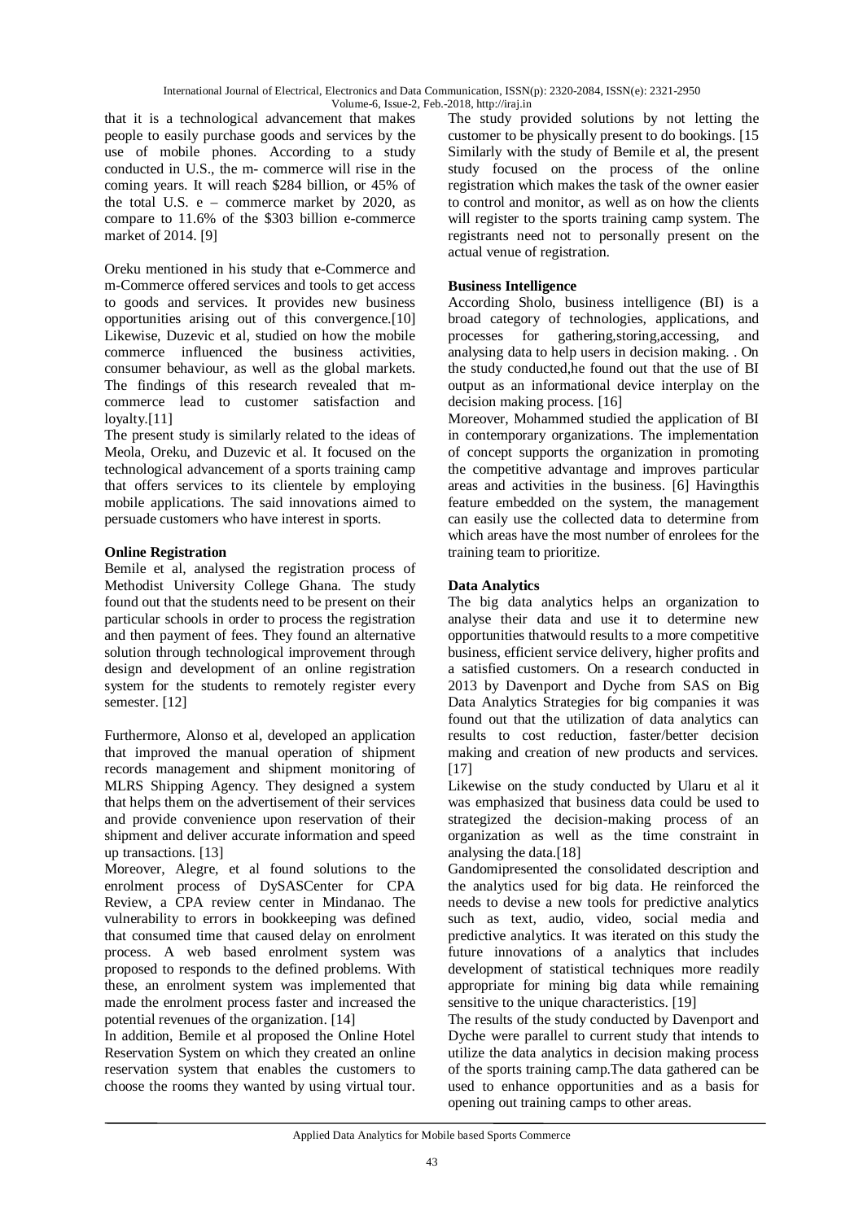that it is a technological advancement that makes people to easily purchase goods and services by the use of mobile phones. According to a study conducted in U.S., the m- commerce will rise in the coming years. It will reach $284 billion, or 45% of the total U.S. e – commerce market by 2020, as compare to 11.6% of the $303 billion e-commerce market of 2014. [9]

Oreku mentioned in his study that e-Commerce and m-Commerce offered services and tools to get access to goods and services. It provides new business opportunities arising out of this convergence.[10] Likewise, Duzevic et al, studied on how the mobile commerce influenced the business activities, consumer behaviour, as well as the global markets. The findings of this research revealed that m-commerce lead to customer satisfaction and loyalty.[11]

The present study is similarly related to the ideas of Meola, Oreku, and Duzevic et al. It focused on the technological advancement of a sports training camp that offers services to its clientele by employing mobile applications. The said innovations aimed to persuade customers who have interest in sports.

**Online Registration**

Bemile et al, analysed the registration process of Methodist University College Ghana. The study found out that the students need to be present on their particular schools in order to process the registration and then payment of fees. They found an alternative solution through technological improvement through design and development of an online registration system for the students to remotely register every semester. [12]

Furthermore, Alonso et al, developed an application that improved the manual operation of shipment records management and shipment monitoring of MLRS Shipping Agency. They designed a system that helps them on the advertisement of their services and provide convenience upon reservation of their shipment and deliver accurate information and speed up transactions. [13]

Moreover, Alegre, et al found solutions to the enrolment process of DySASCenter for CPA Review, a CPA review center in Mindanao. The vulnerability to errors in bookkeeping was defined that consumed time that caused delay on enrolment process. A web based enrolment system was proposed to responds to the defined problems. With these, an enrolment system was implemented that made the enrolment process faster and increased the potential revenues of the organization. [14]

In addition, Bemile et al proposed the Online Hotel Reservation System on which they created an online reservation system that enables the customers to choose the rooms they wanted by using virtual tour. The study provided solutions by not letting the customer to be physically present to do bookings. [15 Similarly with the study of Bemile et al, the present study focused on the process of the online registration which makes the task of the owner easier to control and monitor, as well as on how the clients will register to the sports training camp system. The registrants need not to personally present on the actual venue of registration.

**Business Intelligence**

According Sholo, business intelligence (BI) is a broad category of technologies, applications, and processes for gathering,storing,accessing, and analysing data to help users in decision making. . On the study conducted,he found out that the use of BI output as an informational device interplay on the decision making process. [16]

Moreover, Mohammed studied the application of BI in contemporary organizations. The implementation of concept supports the organization in promoting the competitive advantage and improves particular areas and activities in the business. [6] Havingthis feature embedded on the system, the management can easily use the collected data to determine from which areas have the most number of enrolees for the training team to prioritize.

**Data Analytics**

The big data analytics helps an organization to analyse their data and use it to determine new opportunities thatwould results to a more competitive business, efficient service delivery, higher profits and a satisfied customers. On a research conducted in 2013 by Davenport and Dyche from SAS on Big Data Analytics Strategies for big companies it was found out that the utilization of data analytics can results to cost reduction, faster/better decision making and creation of new products and services. [17]

Likewise on the study conducted by Ularu et al it was emphasized that business data could be used to strategized the decision-making process of an organization as well as the time constraint in analysing the data.[18]

Gandomipresented the consolidated description and the analytics used for big data. He reinforced the needs to devise a new tools for predictive analytics such as text, audio, video, social media and predictive analytics. It was iterated on this study the future innovations of a analytics that includes development of statistical techniques more readily appropriate for mining big data while remaining sensitive to the unique characteristics. [19]

The results of the study conducted by Davenport and Dyche were parallel to current study that intends to utilize the data analytics in decision making process of the sports training camp.The data gathered can be used to enhance opportunities and as a basis for opening out training camps to other areas.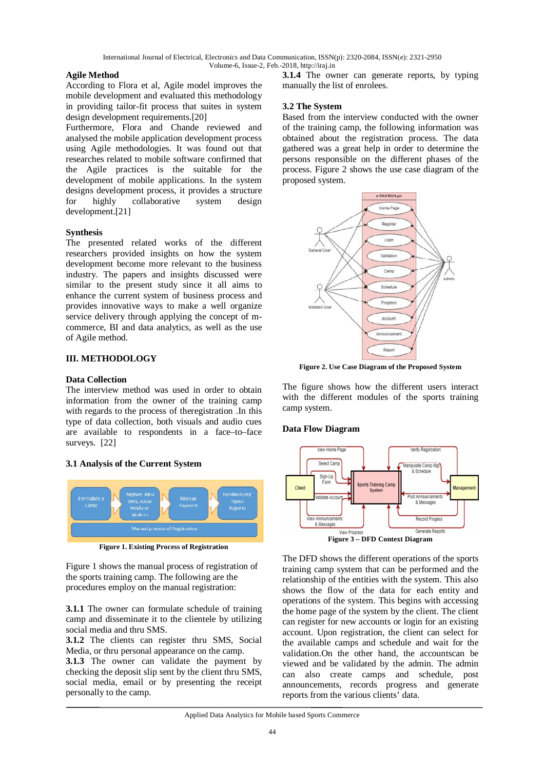## Agile Method

According to Flora et al, Agile model improves the mobile development and evaluated this methodology in providing tailor-fit process that suites in system design development requirements.[20]
Furthermore, Flora and Chande reviewed and analysed the mobile application development process using Agile methodologies. It was found out that researches related to mobile software confirmed that the Agile practices is the suitable for the development of mobile applications. In the system designs development process, it provides a structure for highly collaborative system design development.[21]

## Synthesis

The presented related works of the different researchers provided insights on how the system development become more relevant to the business industry. The papers and insights discussed were similar to the present study since it all aims to enhance the current system of business process and provides innovative ways to make a well organize service delivery through applying the concept of m-commerce, BI and data analytics, as well as the use of Agile method.

# III. METHODOLOGY

## Data Collection

The interview method was used in order to obtain information from the owner of the training camp with regards to the process of theregistration .In this type of data collection, both visuals and audio cues are available to respondents in a face–to–face surveys. [22]

## 3.1 Analysis of the Current System

**Figure 1. Existing Process of Registration**

Figure 1 shows the manual process of registration of the sports training camp. The following are the procedures employ on the manual registration:

**3.1.1** The owner can formulate schedule of training camp and disseminate it to the clientele by utilizing social media and thru SMS.
**3.1.2** The clients can register thru SMS, Social Media, or thru personal appearance on the camp.
**3.1.3** The owner can validate the payment by checking the deposit slip sent by the client thru SMS, social media, email or by presenting the receipt personally to the camp.
**3.1.4** The owner can generate reports, by typing manually the list of enrolees.

## 3.2 The System

Based from the interview conducted with the owner of the training camp, the following information was obtained about the registration process. The data gathered was a great help in order to determine the persons responsible on the different phases of the process. Figure 2 shows the use case diagram of the proposed system.

**Figure 2. Use Case Diagram of the Proposed System**

The figure shows how the different users interact with the different modules of the sports training camp system.

## Data Flow Diagram

**Figure 3 – DFD Context Diagram**

The DFD shows the different operations of the sports training camp system that can be performed and the relationship of the entities with the system. This also shows the flow of the data for each entity and operations of the system. This begins with accessing the home page of the system by the client. The client can register for new accounts or login for an existing account. Upon registration, the client can select for the available camps and schedule and wait for the validation.On the other hand, the accountscan be viewed and be validated by the admin. The admin can also create camps and schedule, post announcements, records progress and generate reports from the various clients' data.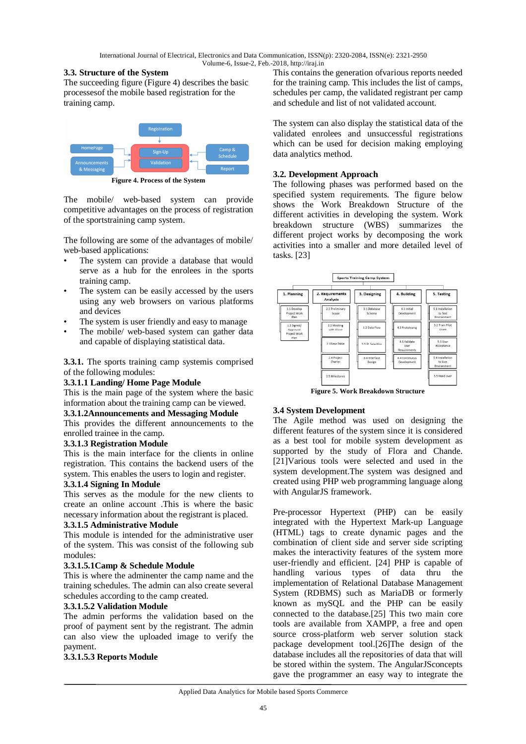### 3.3. Structure of the System

The succeeding figure (Figure 4) describes the basic processesof the mobile based registration for the training camp.

**Figure 4. Process of the System**

The mobile/ web-based system can provide competitive advantages on the process of registration of the sportstraining camp system.

The following are some of the advantages of mobile/ web-based applications:

- The system can provide a database that would serve as a hub for the enrolees in the sports training camp.
- The system can be easily accessed by the users using any web browsers on various platforms and devices
- The system is user friendly and easy to manage
- The mobile/ web-based system can gather data and capable of displaying statistical data.

**3.3.1.** The sports training camp systemis comprised of the following modules:

**3.3.1.1 Landing/ Home Page Module**

This is the main page of the system where the basic information about the training camp can be viewed.

**3.3.1.2Announcements and Messaging Module**

This provides the different announcements to the enrolled trainee in the camp.

**3.3.1.3 Registration Module**

This is the main interface for the clients in online registration. This contains the backend users of the system. This enables the users to login and register.

**3.3.1.4 Signing In Module**

This serves as the module for the new clients to create an online account .This is where the basic necessary information about the registrant is placed.

**3.3.1.5 Administrative Module**

This module is intended for the administrative user of the system. This was consist of the following sub modules:

**3.3.1.5.1Camp & Schedule Module**

This is where the adminenter the camp name and the training schedules. The admin can also create several schedules according to the camp created.

**3.3.1.5.2 Validation Module**

The admin performs the validation based on the proof of payment sent by the registrant. The admin can also view the uploaded image to verify the payment.

**3.3.1.5.3 Reports Module**

This contains the generation ofvarious reports needed for the training camp. This includes the list of camps, schedules per camp, the validated registrant per camp and schedule and list of not validated account.

The system can also display the statistical data of the validated enrolees and unsuccessful registrations which can be used for decision making employing data analytics method.

### 3.2. Development Approach

The following phases was performed based on the specified system requirements. The figure below shows the Work Breakdown Structure of the different activities in developing the system. Work breakdown structure (WBS) summarizes the different project works by decomposing the work activities into a smaller and more detailed level of tasks. [23]

**Figure 5. Work Breakdown Structure**

### 3.4 System Development

The Agile method was used on designing the different features of the system since it is considered as a best tool for mobile system development as supported by the study of Flora and Chande. [21]Various tools were selected and used in the system development.The system was designed and created using PHP web programming language along with AngularJS framework.

Pre-processor Hypertext (PHP) can be easily integrated with the Hypertext Mark-up Language (HTML) tags to create dynamic pages and the combination of client side and server side scripting makes the interactivity features of the system more user-friendly and efficient. [24] PHP is capable of handling various types of data thru the implementation of Relational Database Management System (RDBMS) such as MariaDB or formerly known as mySQL and the PHP can be easily connected to the database.[25] This two main core tools are available from XAMPP, a free and open source cross-platform web server solution stack package development tool.[26]The design of the database includes all the repositories of data that will be stored within the system. The AngularJSconcepts gave the programmer an easy way to integrate the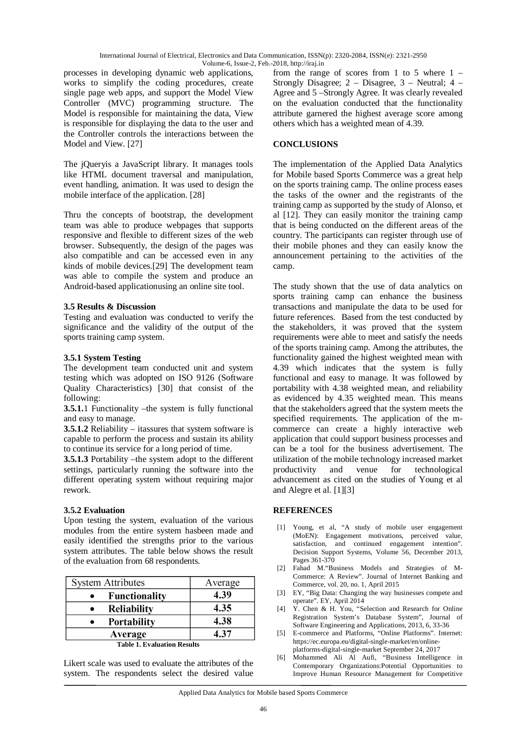processes in developing dynamic web applications, works to simplify the coding procedures, create single page web apps, and support the Model View Controller (MVC) programming structure. The Model is responsible for maintaining the data, View is responsible for displaying the data to the user and the Controller controls the interactions between the Model and View. [27]

The jQueryis a JavaScript library. It manages tools like HTML document traversal and manipulation, event handling, animation. It was used to design the mobile interface of the application. [28]

Thru the concepts of bootstrap, the development team was able to produce webpages that supports responsive and flexible to different sizes of the web browser. Subsequently, the design of the pages was also compatible and can be accessed even in any kinds of mobile devices.[29] The development team was able to compile the system and produce an Android-based applicationusing an online site tool.

### 3.5 Results & Discussion

Testing and evaluation was conducted to verify the significance and the validity of the output of the sports training camp system.

#### 3.5.1 System Testing

The development team conducted unit and system testing which was adopted on ISO 9126 (Software Quality Characteristics) [30] that consist of the following:

**3.5.1.**1 Functionality –the system is fully functional and easy to manage.

**3.5.1.2** Reliability – itassures that system software is capable to perform the process and sustain its ability to continue its service for a long period of time.

**3.5.1.3** Portability –the system adopt to the different settings, particularly running the software into the different operating system without requiring major rework.

#### 3.5.2 Evaluation

Upon testing the system, evaluation of the various modules from the entire system hasbeen made and easily identified the strengths prior to the various system attributes. The table below shows the result of the evaluation from 68 respondents.

| System Attributes | Average |
|---|---|
| • **Functionality** | **4.39** |
| • **Reliability** | **4.35** |
| • **Portability** | **4.38** |
| **Average** | **4.37** |

**Table 1. Evaluation Results**

Likert scale was used to evaluate the attributes of the system. The respondents select the desired value from the range of scores from 1 to 5 where 1 – Strongly Disagree; 2 – Disagree, 3 – Neutral; 4 – Agree and 5 –Strongly Agree. It was clearly revealed on the evaluation conducted that the functionality attribute garnered the highest average score among others which has a weighted mean of 4.39.

## CONCLUSIONS

The implementation of the Applied Data Analytics for Mobile based Sports Commerce was a great help on the sports training camp. The online process eases the tasks of the owner and the registrants of the training camp as supported by the study of Alonso, et al [12]. They can easily monitor the training camp that is being conducted on the different areas of the country. The participants can register through use of their mobile phones and they can easily know the announcement pertaining to the activities of the camp.

The study shown that the use of data analytics on sports training camp can enhance the business transactions and manipulate the data to be used for future references. Based from the test conducted by the stakeholders, it was proved that the system requirements were able to meet and satisfy the needs of the sports training camp. Among the attributes, the functionality gained the highest weighted mean with 4.39 which indicates that the system is fully functional and easy to manage. It was followed by portability with 4.38 weighted mean, and reliability as evidenced by 4.35 weighted mean. This means that the stakeholders agreed that the system meets the specified requirements. The application of the m-commerce can create a highly interactive web application that could support business processes and can be a tool for the business advertisement. The utilization of the mobile technology increased market productivity and venue for technological advancement as cited on the studies of Young et al and Alegre et al. [1][3]

## REFERENCES

[1] Young, et al, "A study of mobile user engagement (MoEN): Engagement motivations, perceived value, satisfaction, and continued engagement intention". Decision Support Systems, Volume 56, December 2013, Pages 361-370

[2] Fahad M."Business Models and Strategies of M-Commerce: A Review". Journal of Internet Banking and Commerce, vol. 20, no. 1, April 2015

[3] EY, "Big Data: Changing the way businesses compete and operate". EY, April 2014

[4] Y. Chen & H. You, "Selection and Research for Online Registration System's Database System", Journal of Software Engineering and Applications, 2013, 6, 33-36

[5] E-commerce and Platforms, "Online Platforms". Internet: https://ec.europa.eu/digital-single-market/en/online-platforms-digital-single-market September 24, 2017

[6] Mohammed Ali Al Aufi, "Business Intelligence in Contemporary Organizations:Potential Opportunities to Improve Human Resource Management for Competitive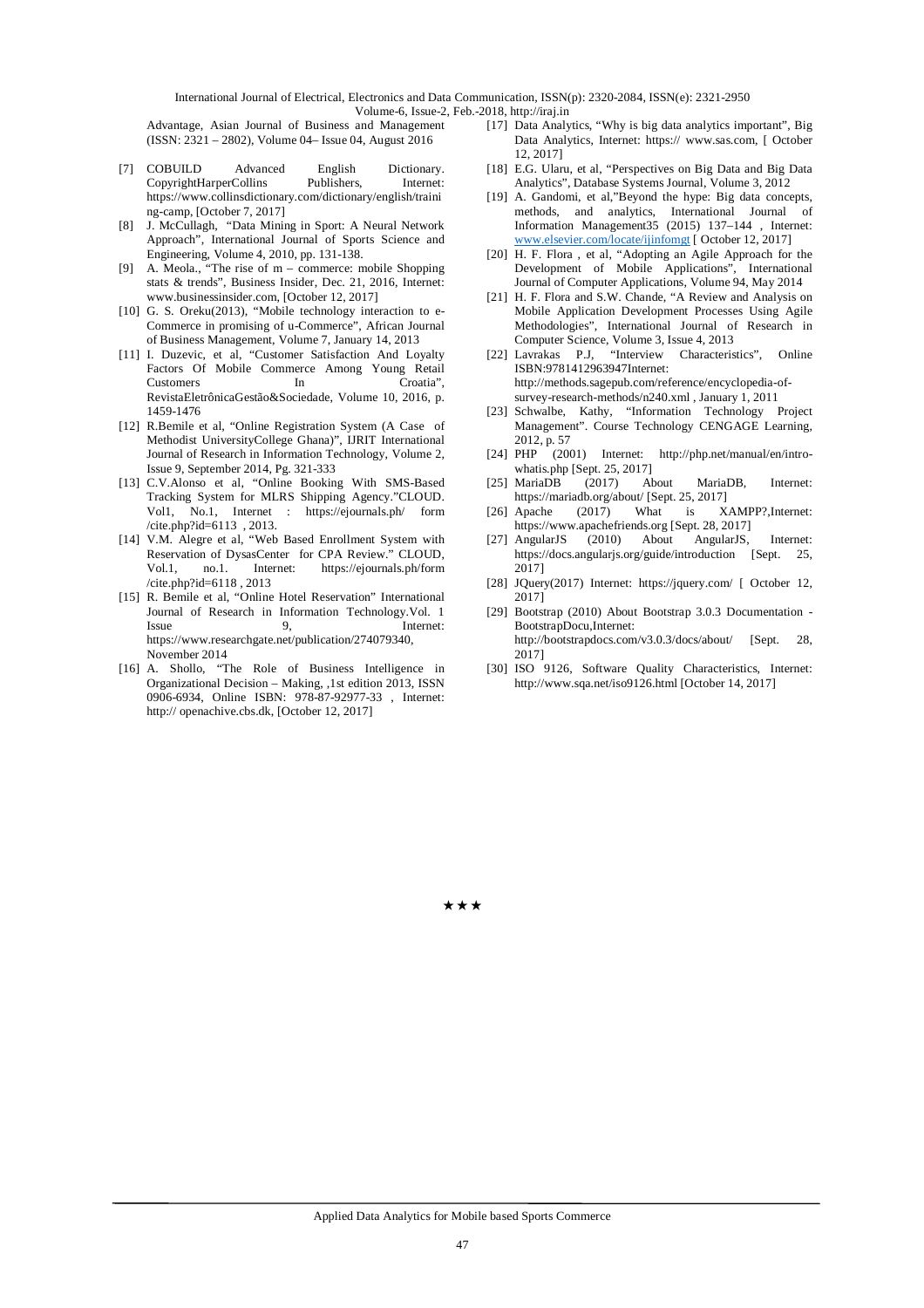Advantage, Asian Journal of Business and Management (ISSN: 2321 – 2802), Volume 04– Issue 04, August 2016

[7] COBUILD Advanced English Dictionary. CopyrightHarperCollins Publishers, Internet: https://www.collinsdictionary.com/dictionary/english/training-camp, [October 7, 2017]

[8] J. McCullagh, "Data Mining in Sport: A Neural Network Approach", International Journal of Sports Science and Engineering, Volume 4, 2010, pp. 131-138.

[9] A. Meola., "The rise of m – commerce: mobile Shopping stats & trends", Business Insider, Dec. 21, 2016, Internet: www.businessinsider.com, [October 12, 2017]

[10] G. S. Oreku(2013), "Mobile technology interaction to e-Commerce in promising of u-Commerce", African Journal of Business Management, Volume 7, January 14, 2013

[11] I. Duzevic, et al, "Customer Satisfaction And Loyalty Factors Of Mobile Commerce Among Young Retail Customers In Croatia", RevistaEletrônicaGestão&Sociedade, Volume 10, 2016, p. 1459-1476

[12] R.Bemile et al, "Online Registration System (A Case of Methodist UniversityCollege Ghana)", IJRIT International Journal of Research in Information Technology, Volume 2, Issue 9, September 2014, Pg. 321-333

[13] C.V.Alonso et al, "Online Booking With SMS-Based Tracking System for MLRS Shipping Agency."CLOUD. Vol1, No.1, Internet : https://ejournals.ph/ form /cite.php?id=6113 , 2013.

[14] V.M. Alegre et al, "Web Based Enrollment System with Reservation of DysasCenter for CPA Review." CLOUD, Vol.1, no.1. Internet: https://ejournals.ph/form /cite.php?id=6118 , 2013

[15] R. Bemile et al, "Online Hotel Reservation" International Journal of Research in Information Technology.Vol. 1 Issue 9, Internet: https://www.researchgate.net/publication/274079340, November 2014

[16] A. Shollo, "The Role of Business Intelligence in Organizational Decision – Making, ,1st edition 2013, ISSN 0906-6934, Online ISBN: 978-87-92977-33 , Internet: http:// openachive.cbs.dk, [October 12, 2017]

[17] Data Analytics, "Why is big data analytics important", Big Data Analytics, Internet: https:// www.sas.com, [ October 12, 2017]

[18] E.G. Ularu, et al, "Perspectives on Big Data and Big Data Analytics", Database Systems Journal, Volume 3, 2012

[19] A. Gandomi, et al,"Beyond the hype: Big data concepts, methods, and analytics, International Journal of Information Management35 (2015) 137–144 , Internet: www.elsevier.com/locate/ijinfomgt [ October 12, 2017]

[20] H. F. Flora , et al, "Adopting an Agile Approach for the Development of Mobile Applications", International Journal of Computer Applications, Volume 94, May 2014

[21] H. F. Flora and S.W. Chande, "A Review and Analysis on Mobile Application Development Processes Using Agile Methodologies", International Journal of Research in Computer Science, Volume 3, Issue 4, 2013

[22] Lavrakas P.J, "Interview Characteristics", Online ISBN:9781412963947Internet: http://methods.sagepub.com/reference/encyclopedia-of-survey-research-methods/n240.xml , January 1, 2011

[23] Schwalbe, Kathy, "Information Technology Project Management". Course Technology CENGAGE Learning, 2012, p. 57

[24] PHP (2001) Internet: http://php.net/manual/en/intro-whatis.php [Sept. 25, 2017]

[25] MariaDB (2017) About MariaDB, Internet: https://mariadb.org/about/ [Sept. 25, 2017]

[26] Apache (2017) What is XAMPP?,Internet: https://www.apachefriends.org [Sept. 28, 2017]

[27] AngularJS (2010) About AngularJS, Internet: https://docs.angularjs.org/guide/introduction [Sept. 25, 2017]

[28] JQuery(2017) Internet: https://jquery.com/ [ October 12, 2017]

[29] Bootstrap (2010) About Bootstrap 3.0.3 Documentation - BootstrapDocu,Internet: http://bootstrapdocs.com/v3.0.3/docs/about/ [Sept. 28, 2017]

[30] ISO 9126, Software Quality Characteristics, Internet: http://www.sqa.net/iso9126.html [October 14, 2017]

★★★